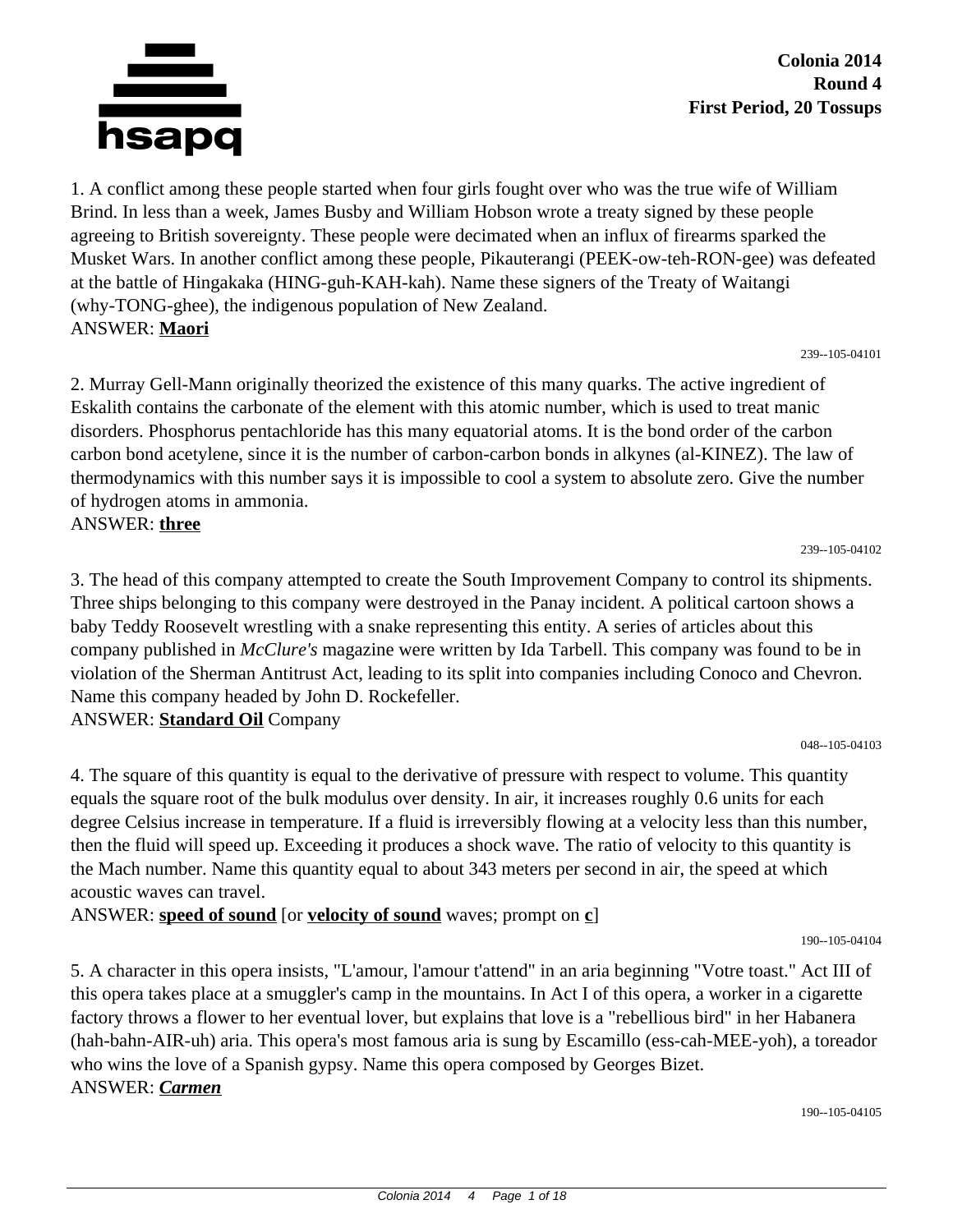**Colonia 2014**
**Round 4**
**First Period, 20 Tossups**

1. A conflict among these people started when four girls fought over who was the true wife of William Brind. In less than a week, James Busby and William Hobson wrote a treaty signed by these people agreeing to British sovereignty. These people were decimated when an influx of firearms sparked the Musket Wars. In another conflict among these people, Pikauterangi (PEEK-ow-teh-RON-gee) was defeated at the battle of Hingakaka (HING-guh-KAH-kah). Name these signers of the Treaty of Waitangi (why-TONG-ghee), the indigenous population of New Zealand.
ANSWER: **Maori**

239--105-04101

2. Murray Gell-Mann originally theorized the existence of this many quarks. The active ingredient of Eskalith contains the carbonate of the element with this atomic number, which is used to treat manic disorders. Phosphorus pentachloride has this many equatorial atoms. It is the bond order of the carbon carbon bond acetylene, since it is the number of carbon-carbon bonds in alkynes (al-KINEZ). The law of thermodynamics with this number says it is impossible to cool a system to absolute zero. Give the number of hydrogen atoms in ammonia.
ANSWER: **three**

239--105-04102

3. The head of this company attempted to create the South Improvement Company to control its shipments. Three ships belonging to this company were destroyed in the Panay incident. A political cartoon shows a baby Teddy Roosevelt wrestling with a snake representing this entity. A series of articles about this company published in *McClure's* magazine were written by Ida Tarbell. This company was found to be in violation of the Sherman Antitrust Act, leading to its split into companies including Conoco and Chevron. Name this company headed by John D. Rockefeller.
ANSWER: **Standard Oil** Company

048--105-04103

4. The square of this quantity is equal to the derivative of pressure with respect to volume. This quantity equals the square root of the bulk modulus over density. In air, it increases roughly 0.6 units for each degree Celsius increase in temperature. If a fluid is irreversibly flowing at a velocity less than this number, then the fluid will speed up. Exceeding it produces a shock wave. The ratio of velocity to this quantity is the Mach number. Name this quantity equal to about 343 meters per second in air, the speed at which acoustic waves can travel.
ANSWER: **speed of sound** [or **velocity of sound** waves; prompt on **c**]

190--105-04104

5. A character in this opera insists, "L'amour, l'amour t'attend" in an aria beginning "Votre toast." Act III of this opera takes place at a smuggler's camp in the mountains. In Act I of this opera, a worker in a cigarette factory throws a flower to her eventual lover, but explains that love is a "rebellious bird" in her Habanera (hah-bahn-AIR-uh) aria. This opera's most famous aria is sung by Escamillo (ess-cah-MEE-yoh), a toreador who wins the love of a Spanish gypsy. Name this opera composed by Georges Bizet.
ANSWER: ***Carmen***

190--105-04105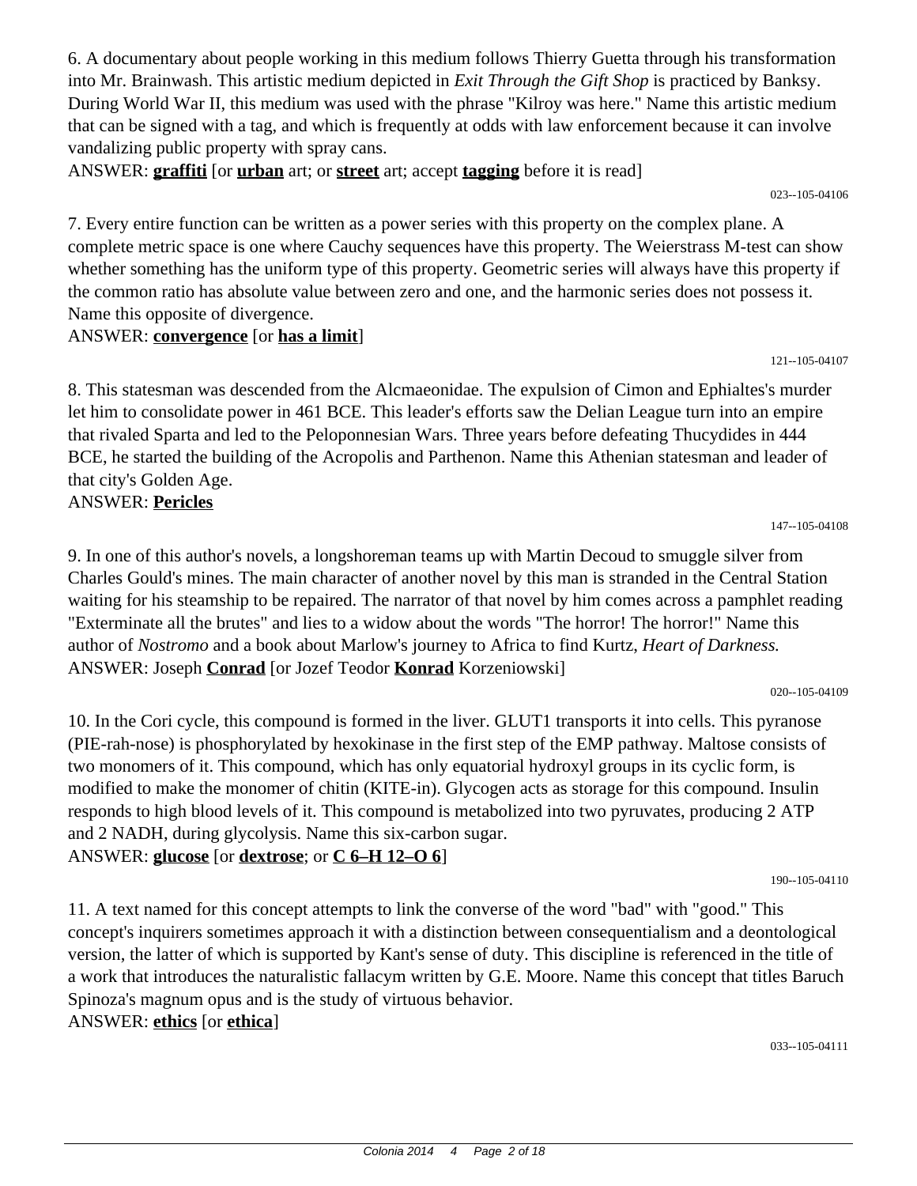6. A documentary about people working in this medium follows Thierry Guetta through his transformation into Mr. Brainwash. This artistic medium depicted in *Exit Through the Gift Shop* is practiced by Banksy. During World War II, this medium was used with the phrase "Kilroy was here." Name this artistic medium that can be signed with a tag, and which is frequently at odds with law enforcement because it can involve vandalizing public property with spray cans.

ANSWER: **graffiti** [or **urban** art; or **street** art; accept **tagging** before it is read]

023--105-04106

7. Every entire function can be written as a power series with this property on the complex plane. A complete metric space is one where Cauchy sequences have this property. The Weierstrass M-test can show whether something has the uniform type of this property. Geometric series will always have this property if the common ratio has absolute value between zero and one, and the harmonic series does not possess it. Name this opposite of divergence.

ANSWER: **convergence** [or **has a limit**]

121--105-04107

8. This statesman was descended from the Alcmaeonidae. The expulsion of Cimon and Ephialtes's murder let him to consolidate power in 461 BCE. This leader's efforts saw the Delian League turn into an empire that rivaled Sparta and led to the Peloponnesian Wars. Three years before defeating Thucydides in 444 BCE, he started the building of the Acropolis and Parthenon. Name this Athenian statesman and leader of that city's Golden Age.

ANSWER: **Pericles**

147--105-04108

9. In one of this author's novels, a longshoreman teams up with Martin Decoud to smuggle silver from Charles Gould's mines. The main character of another novel by this man is stranded in the Central Station waiting for his steamship to be repaired. The narrator of that novel by him comes across a pamphlet reading "Exterminate all the brutes" and lies to a widow about the words "The horror! The horror!" Name this author of *Nostromo* and a book about Marlow's journey to Africa to find Kurtz, *Heart of Darkness.*

ANSWER: Joseph **Conrad** [or Jozef Teodor **Konrad** Korzeniowski]

020--105-04109

10. In the Cori cycle, this compound is formed in the liver. GLUT1 transports it into cells. This pyranose (PIE-rah-nose) is phosphorylated by hexokinase in the first step of the EMP pathway. Maltose consists of two monomers of it. This compound, which has only equatorial hydroxyl groups in its cyclic form, is modified to make the monomer of chitin (KITE-in). Glycogen acts as storage for this compound. Insulin responds to high blood levels of it. This compound is metabolized into two pyruvates, producing 2 ATP and 2 NADH, during glycolysis. Name this six-carbon sugar.

ANSWER: **glucose** [or **dextrose**; or **C 6–H 12–O 6**]

190--105-04110

11. A text named for this concept attempts to link the converse of the word "bad" with "good." This concept's inquirers sometimes approach it with a distinction between consequentialism and a deontological version, the latter of which is supported by Kant's sense of duty. This discipline is referenced in the title of a work that introduces the naturalistic fallacym written by G.E. Moore. Name this concept that titles Baruch Spinoza's magnum opus and is the study of virtuous behavior.

ANSWER: **ethics** [or **ethica**]

033--105-04111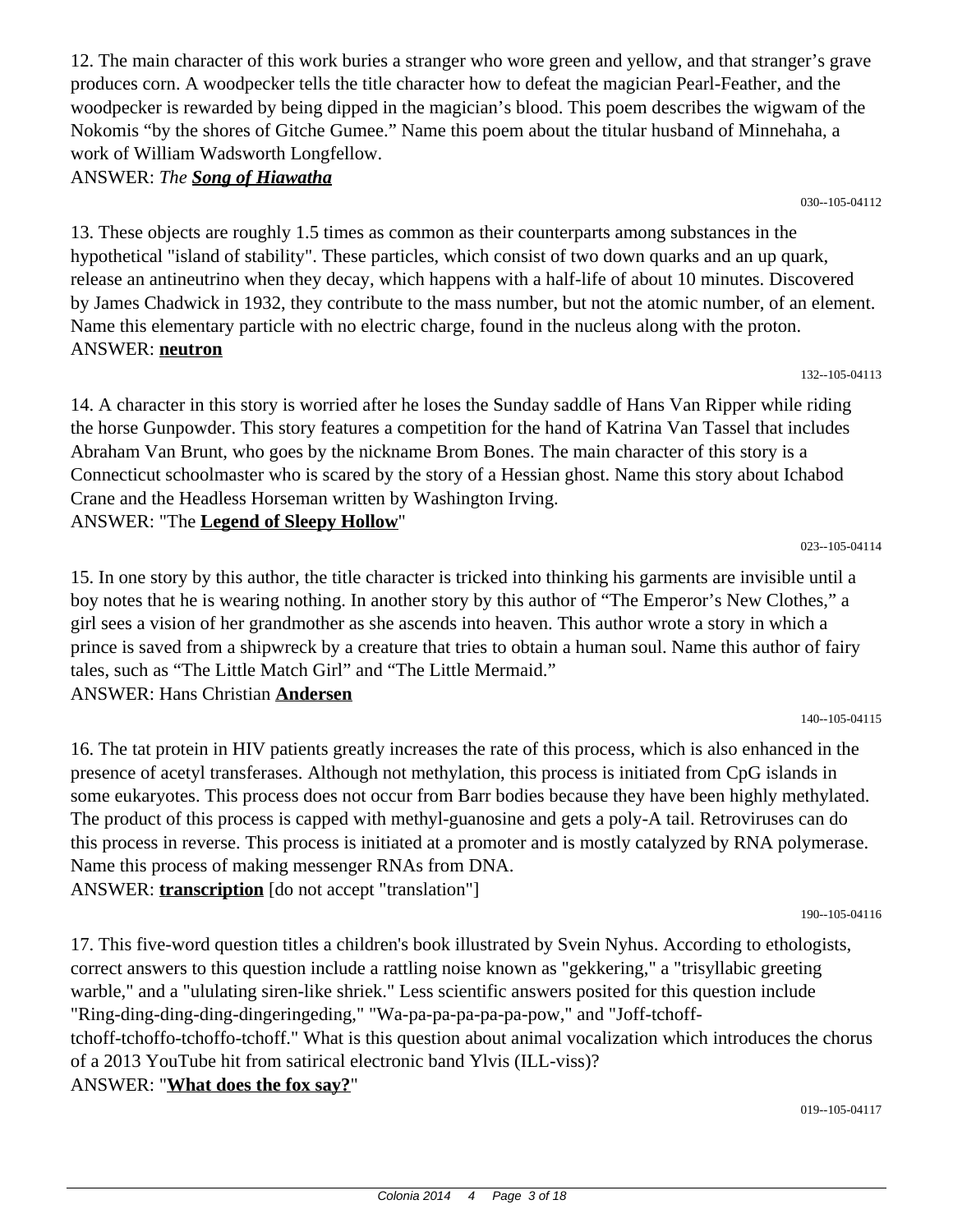12. The main character of this work buries a stranger who wore green and yellow, and that stranger's grave produces corn. A woodpecker tells the title character how to defeat the magician Pearl-Feather, and the woodpecker is rewarded by being dipped in the magician's blood. This poem describes the wigwam of the Nokomis "by the shores of Gitche Gumee." Name this poem about the titular husband of Minnehaha, a work of William Wadsworth Longfellow.
ANSWER: *The* ***Song of Hiawatha***

030--105-04112

13. These objects are roughly 1.5 times as common as their counterparts among substances in the hypothetical "island of stability". These particles, which consist of two down quarks and an up quark, release an antineutrino when they decay, which happens with a half-life of about 10 minutes. Discovered by James Chadwick in 1932, they contribute to the mass number, but not the atomic number, of an element. Name this elementary particle with no electric charge, found in the nucleus along with the proton.
ANSWER: **neutron**

132--105-04113

14. A character in this story is worried after he loses the Sunday saddle of Hans Van Ripper while riding the horse Gunpowder. This story features a competition for the hand of Katrina Van Tassel that includes Abraham Van Brunt, who goes by the nickname Brom Bones. The main character of this story is a Connecticut schoolmaster who is scared by the story of a Hessian ghost. Name this story about Ichabod Crane and the Headless Horseman written by Washington Irving.
ANSWER: "The **Legend of Sleepy Hollow**"

023--105-04114

15. In one story by this author, the title character is tricked into thinking his garments are invisible until a boy notes that he is wearing nothing. In another story by this author of "The Emperor's New Clothes," a girl sees a vision of her grandmother as she ascends into heaven. This author wrote a story in which a prince is saved from a shipwreck by a creature that tries to obtain a human soul. Name this author of fairy tales, such as "The Little Match Girl" and "The Little Mermaid."
ANSWER: Hans Christian **Andersen**

140--105-04115

16. The tat protein in HIV patients greatly increases the rate of this process, which is also enhanced in the presence of acetyl transferases. Although not methylation, this process is initiated from CpG islands in some eukaryotes. This process does not occur from Barr bodies because they have been highly methylated. The product of this process is capped with methyl-guanosine and gets a poly-A tail. Retroviruses can do this process in reverse. This process is initiated at a promoter and is mostly catalyzed by RNA polymerase. Name this process of making messenger RNAs from DNA.
ANSWER: **transcription** [do not accept "translation"]

190--105-04116

17. This five-word question titles a children's book illustrated by Svein Nyhus. According to ethologists, correct answers to this question include a rattling noise known as "gekkering," a "trisyllabic greeting warble," and a "ululating siren-like shriek." Less scientific answers posited for this question include "Ring-ding-ding-ding-dingeringeding," "Wa-pa-pa-pa-pa-pa-pow," and "Joff-tchoff-tchoff-tchoffo-tchoffo-tchoff." What is this question about animal vocalization which introduces the chorus of a 2013 YouTube hit from satirical electronic band Ylvis (ILL-viss)?
ANSWER: "**What does the fox say?**"

019--105-04117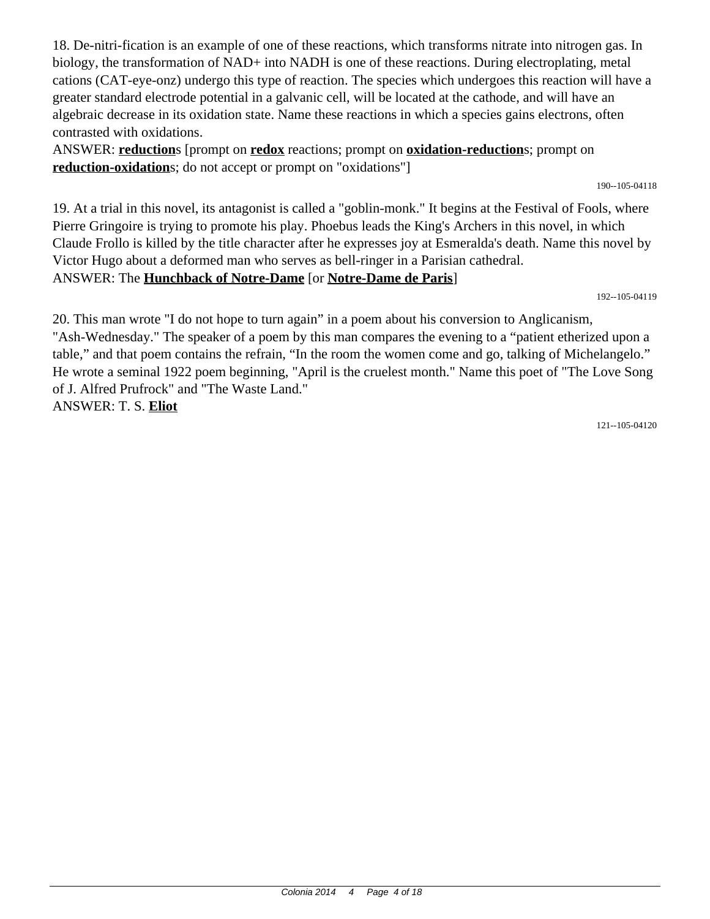18. De-nitri-fication is an example of one of these reactions, which transforms nitrate into nitrogen gas. In biology, the transformation of $NAD^+$ into NADH is one of these reactions. During electroplating, metal cations (CAT-eye-onz) undergo this type of reaction. The species which undergoes this reaction will have a greater standard electrode potential in a galvanic cell, will be located at the cathode, and will have an algebraic decrease in its oxidation state. Name these reactions in which a species gains electrons, often contrasted with oxidations.

ANSWER: **reduction**s [prompt on **redox** reactions; prompt on **oxidation-reduction**s; prompt on **reduction-oxidation**s; do not accept or prompt on "oxidations"]

190--105-04118

19. At a trial in this novel, its antagonist is called a "goblin-monk." It begins at the Festival of Fools, where Pierre Gringoire is trying to promote his play. Phoebus leads the King's Archers in this novel, in which Claude Frollo is killed by the title character after he expresses joy at Esmeralda's death. Name this novel by Victor Hugo about a deformed man who serves as bell-ringer in a Parisian cathedral.

ANSWER: The **Hunchback of Notre-Dame** [or **Notre-Dame de Paris**]

192--105-04119

20. This man wrote "I do not hope to turn again" in a poem about his conversion to Anglicanism, "Ash-Wednesday." The speaker of a poem by this man compares the evening to a "patient etherized upon a table," and that poem contains the refrain, "In the room the women come and go, talking of Michelangelo." He wrote a seminal 1922 poem beginning, "April is the cruelest month." Name this poet of "The Love Song of J. Alfred Prufrock" and "The Waste Land."

ANSWER: T. S. **Eliot**

121--105-04120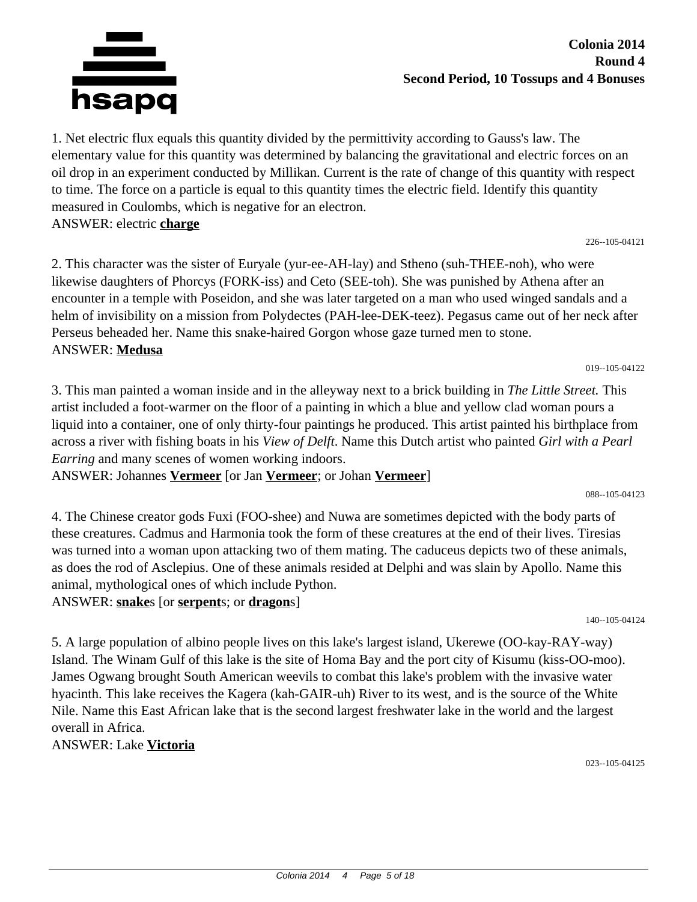**Colonia 2014**
**Round 4**
**Second Period, 10 Tossups and 4 Bonuses**

1. Net electric flux equals this quantity divided by the permittivity according to Gauss's law. The elementary value for this quantity was determined by balancing the gravitational and electric forces on an oil drop in an experiment conducted by Millikan. Current is the rate of change of this quantity with respect to time. The force on a particle is equal to this quantity times the electric field. Identify this quantity measured in Coulombs, which is negative for an electron.
ANSWER: electric **charge**

226--105-04121

2. This character was the sister of Euryale (yur-ee-AH-lay) and Stheno (suh-THEE-noh), who were likewise daughters of Phorcys (FORK-iss) and Ceto (SEE-toh). She was punished by Athena after an encounter in a temple with Poseidon, and she was later targeted on a man who used winged sandals and a helm of invisibility on a mission from Polydectes (PAH-lee-DEK-teez). Pegasus came out of her neck after Perseus beheaded her. Name this snake-haired Gorgon whose gaze turned men to stone.
ANSWER: **Medusa**

019--105-04122

3. This man painted a woman inside and in the alleyway next to a brick building in *The Little Street.* This artist included a foot-warmer on the floor of a painting in which a blue and yellow clad woman pours a liquid into a container, one of only thirty-four paintings he produced. This artist painted his birthplace from across a river with fishing boats in his *View of Delft*. Name this Dutch artist who painted *Girl with a Pearl Earring* and many scenes of women working indoors.
ANSWER: Johannes **Vermeer** [or Jan **Vermeer**; or Johan **Vermeer**]

088--105-04123

4. The Chinese creator gods Fuxi (FOO-shee) and Nuwa are sometimes depicted with the body parts of these creatures. Cadmus and Harmonia took the form of these creatures at the end of their lives. Tiresias was turned into a woman upon attacking two of them mating. The caduceus depicts two of these animals, as does the rod of Asclepius. One of these animals resided at Delphi and was slain by Apollo. Name this animal, mythological ones of which include Python.
ANSWER: **snake**s [or **serpent**s; or **dragon**s]

140--105-04124

5. A large population of albino people lives on this lake's largest island, Ukerewe (OO-kay-RAY-way) Island. The Winam Gulf of this lake is the site of Homa Bay and the port city of Kisumu (kiss-OO-moo). James Ogwang brought South American weevils to combat this lake's problem with the invasive water hyacinth. This lake receives the Kagera (kah-GAIR-uh) River to its west, and is the source of the White Nile. Name this East African lake that is the second largest freshwater lake in the world and the largest overall in Africa.
ANSWER: Lake **Victoria**

023--105-04125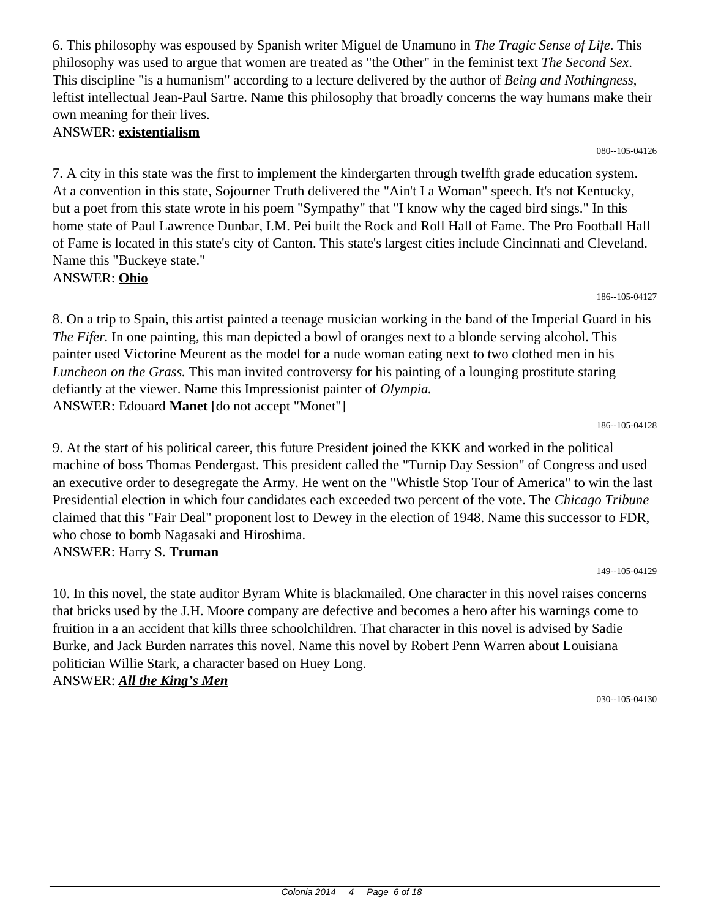6. This philosophy was espoused by Spanish writer Miguel de Unamuno in *The Tragic Sense of Life*. This philosophy was used to argue that women are treated as "the Other" in the feminist text *The Second Sex*. This discipline "is a humanism" according to a lecture delivered by the author of *Being and Nothingness*, leftist intellectual Jean-Paul Sartre. Name this philosophy that broadly concerns the way humans make their own meaning for their lives.
ANSWER: **existentialism**

080--105-04126

7. A city in this state was the first to implement the kindergarten through twelfth grade education system. At a convention in this state, Sojourner Truth delivered the "Ain't I a Woman" speech. It's not Kentucky, but a poet from this state wrote in his poem "Sympathy" that "I know why the caged bird sings." In this home state of Paul Lawrence Dunbar, I.M. Pei built the Rock and Roll Hall of Fame. The Pro Football Hall of Fame is located in this state's city of Canton. This state's largest cities include Cincinnati and Cleveland. Name this "Buckeye state."
ANSWER: **Ohio**

186--105-04127

8. On a trip to Spain, this artist painted a teenage musician working in the band of the Imperial Guard in his *The Fifer.* In one painting, this man depicted a bowl of oranges next to a blonde serving alcohol. This painter used Victorine Meurent as the model for a nude woman eating next to two clothed men in his *Luncheon on the Grass.* This man invited controversy for his painting of a lounging prostitute staring defiantly at the viewer. Name this Impressionist painter of *Olympia.*
ANSWER: Edouard **Manet** [do not accept "Monet"]

186--105-04128

9. At the start of his political career, this future President joined the KKK and worked in the political machine of boss Thomas Pendergast. This president called the "Turnip Day Session" of Congress and used an executive order to desegregate the Army. He went on the "Whistle Stop Tour of America" to win the last Presidential election in which four candidates each exceeded two percent of the vote. The *Chicago Tribune* claimed that this "Fair Deal" proponent lost to Dewey in the election of 1948. Name this successor to FDR, who chose to bomb Nagasaki and Hiroshima.
ANSWER: Harry S. **Truman**

149--105-04129

10. In this novel, the state auditor Byram White is blackmailed. One character in this novel raises concerns that bricks used by the J.H. Moore company are defective and becomes a hero after his warnings come to fruition in a an accident that kills three schoolchildren. That character in this novel is advised by Sadie Burke, and Jack Burden narrates this novel. Name this novel by Robert Penn Warren about Louisiana politician Willie Stark, a character based on Huey Long.
ANSWER: ***All the King's Men***

030--105-04130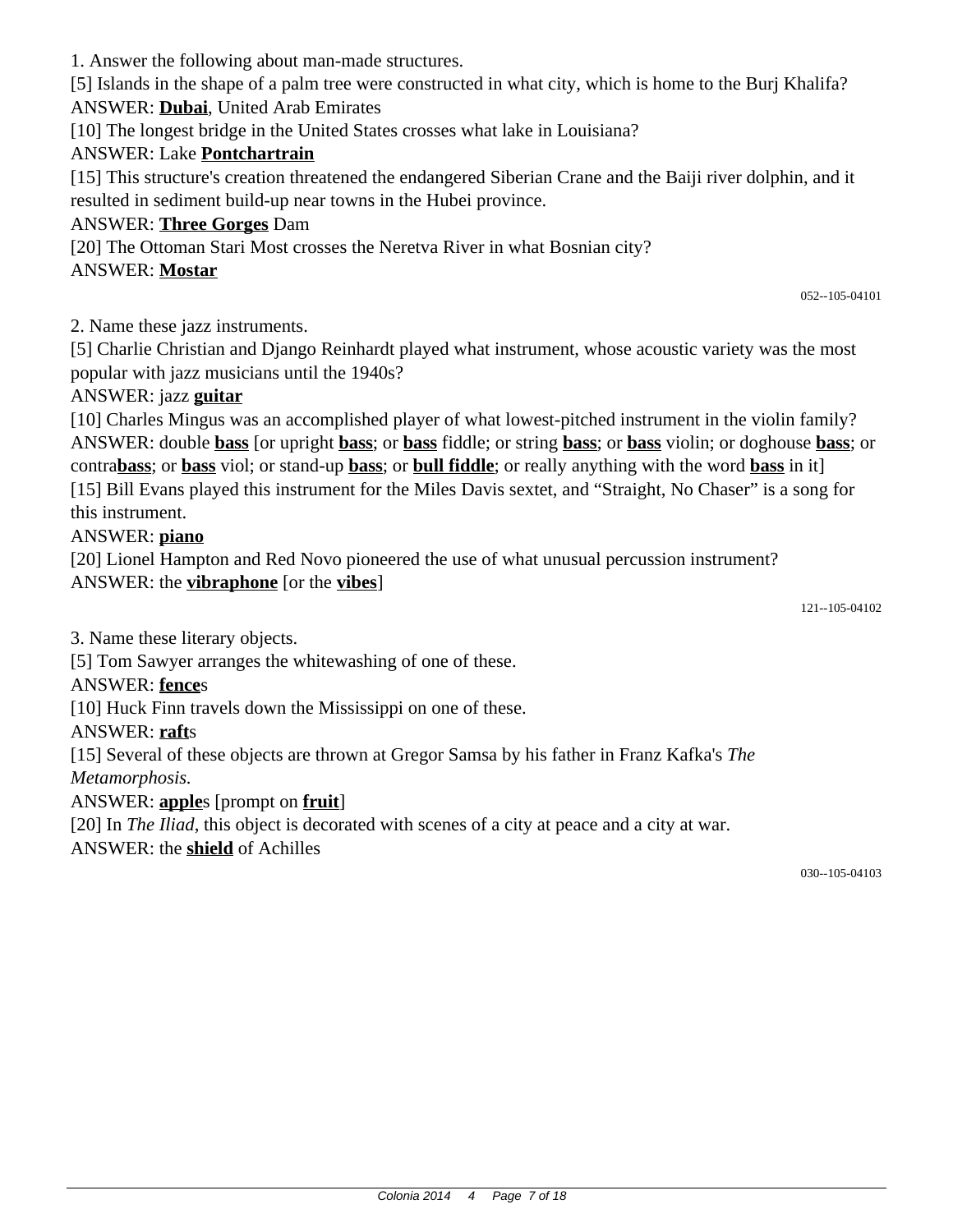1. Answer the following about man-made structures.

[5] Islands in the shape of a palm tree were constructed in what city, which is home to the Burj Khalifa?

ANSWER: **Dubai**, United Arab Emirates

[10] The longest bridge in the United States crosses what lake in Louisiana?

ANSWER: Lake **Pontchartrain**

[15] This structure's creation threatened the endangered Siberian Crane and the Baiji river dolphin, and it resulted in sediment build-up near towns in the Hubei province.

ANSWER: **Three Gorges** Dam

[20] The Ottoman Stari Most crosses the Neretva River in what Bosnian city?

ANSWER: **Mostar**

052--105-04101

2. Name these jazz instruments.

[5] Charlie Christian and Django Reinhardt played what instrument, whose acoustic variety was the most popular with jazz musicians until the 1940s?

ANSWER: jazz **guitar**

[10] Charles Mingus was an accomplished player of what lowest-pitched instrument in the violin family?

ANSWER: double **bass** [or upright **bass**; or **bass** fiddle; or string **bass**; or **bass** violin; or doghouse **bass**; or contra**bass**; or **bass** viol; or stand-up **bass**; or **bull fiddle**; or really anything with the word **bass** in it]

[15] Bill Evans played this instrument for the Miles Davis sextet, and "Straight, No Chaser" is a song for this instrument.

ANSWER: **piano**

[20] Lionel Hampton and Red Novo pioneered the use of what unusual percussion instrument?

ANSWER: the **vibraphone** [or the **vibes**]

121--105-04102

3. Name these literary objects.

[5] Tom Sawyer arranges the whitewashing of one of these.

ANSWER: **fence**s

[10] Huck Finn travels down the Mississippi on one of these.

ANSWER: **raft**s

[15] Several of these objects are thrown at Gregor Samsa by his father in Franz Kafka's *The Metamorphosis.*

ANSWER: **apple**s [prompt on **fruit**]

[20] In *The Iliad*, this object is decorated with scenes of a city at peace and a city at war.

ANSWER: the **shield** of Achilles

030--105-04103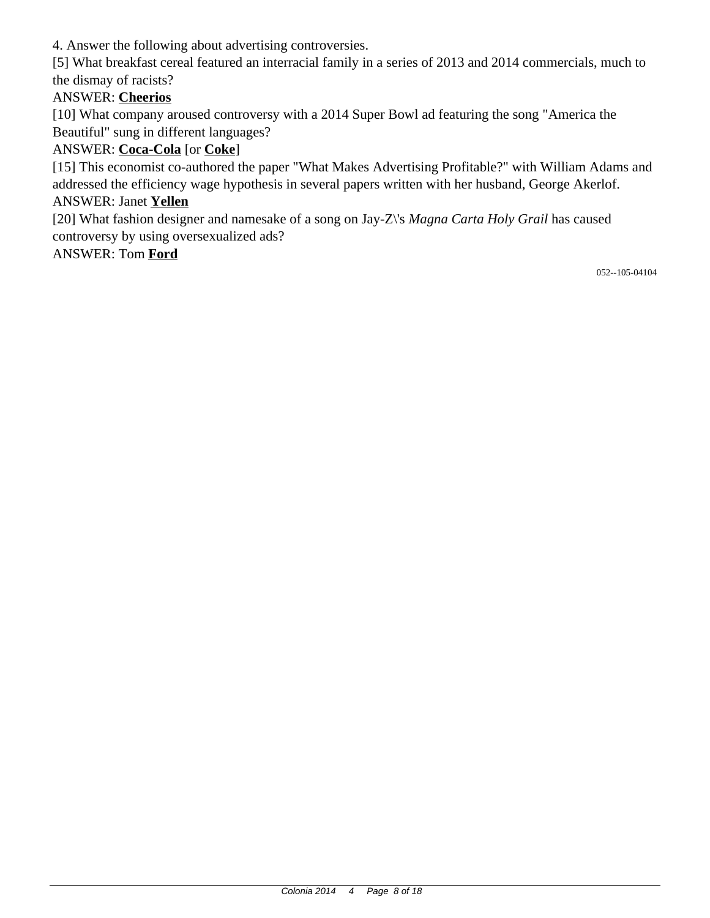4. Answer the following about advertising controversies.

[5] What breakfast cereal featured an interracial family in a series of 2013 and 2014 commercials, much to the dismay of racists?

ANSWER: **Cheerios**

[10] What company aroused controversy with a 2014 Super Bowl ad featuring the song "America the Beautiful" sung in different languages?

ANSWER: **Coca-Cola** [or **Coke**]

[15] This economist co-authored the paper "What Makes Advertising Profitable?" with William Adams and addressed the efficiency wage hypothesis in several papers written with her husband, George Akerlof.

ANSWER: Janet **Yellen**

[20] What fashion designer and namesake of a song on Jay-Z\'s *Magna Carta Holy Grail* has caused controversy by using oversexualized ads?

ANSWER: Tom **Ford**

052--105-04104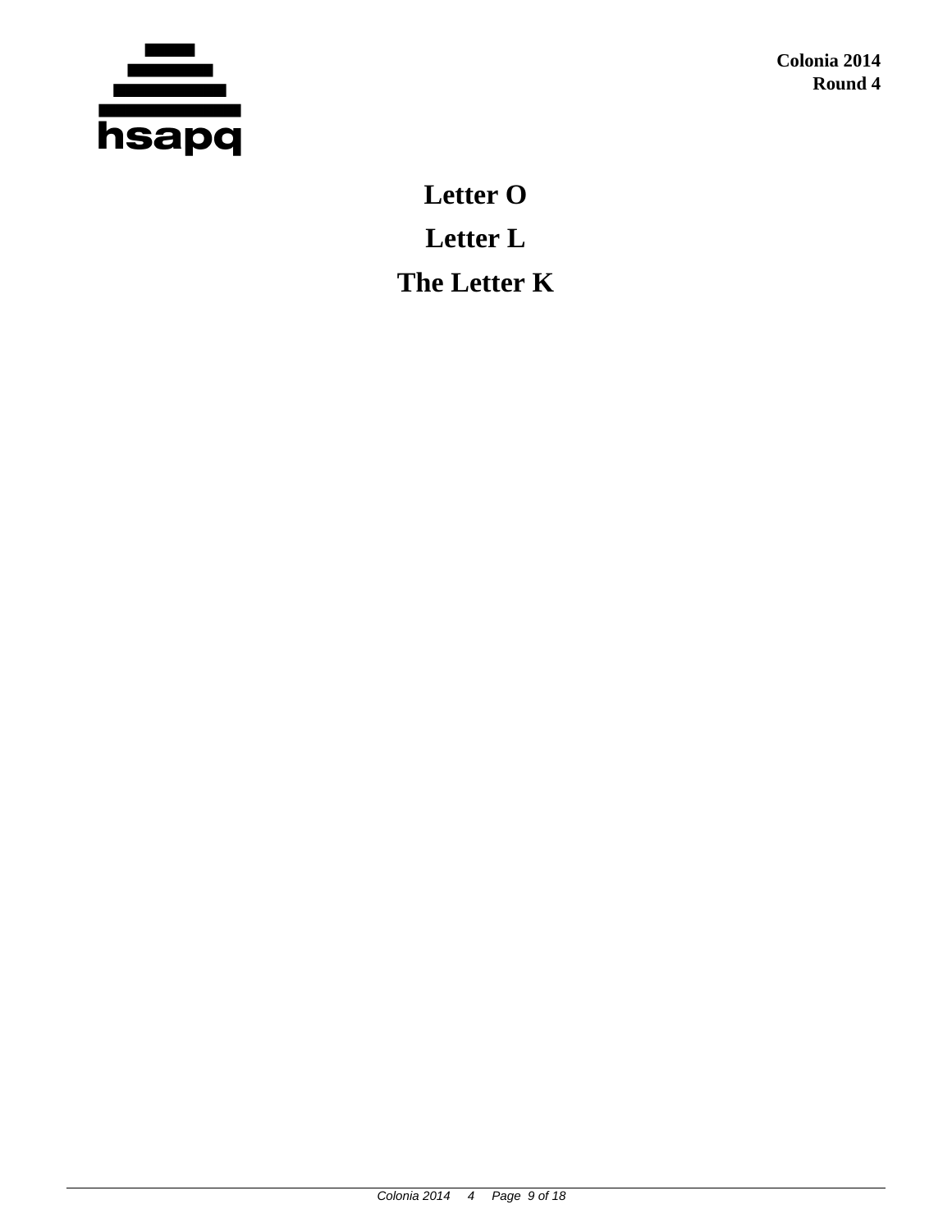**Letter O**

**Letter L**

**The Letter K**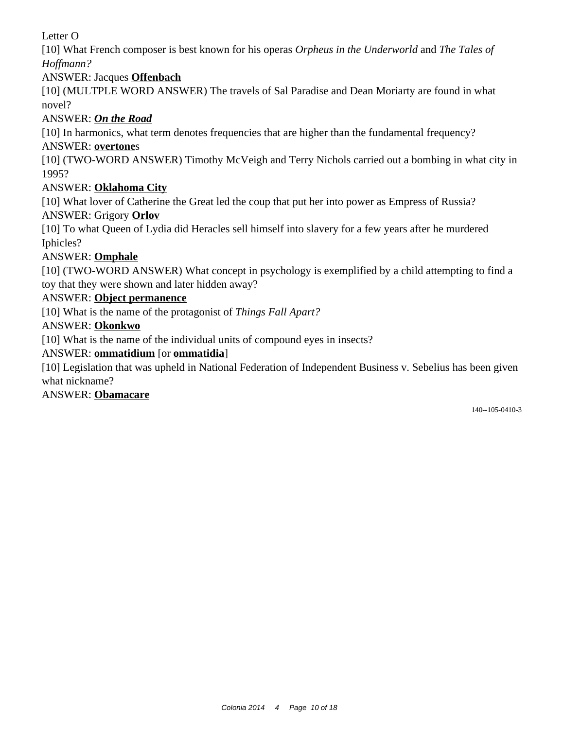Letter O

[10] What French composer is best known for his operas *Orpheus in the Underworld* and *The Tales of Hoffmann?*

ANSWER: Jacques **Offenbach**

[10] (MULTPLE WORD ANSWER) The travels of Sal Paradise and Dean Moriarty are found in what novel?

ANSWER: ***On the Road***

[10] In harmonics, what term denotes frequencies that are higher than the fundamental frequency?

ANSWER: **overtone**s

[10] (TWO-WORD ANSWER) Timothy McVeigh and Terry Nichols carried out a bombing in what city in 1995?

ANSWER: **Oklahoma City**

[10] What lover of Catherine the Great led the coup that put her into power as Empress of Russia?

ANSWER: Grigory **Orlov**

[10] To what Queen of Lydia did Heracles sell himself into slavery for a few years after he murdered Iphicles?

ANSWER: **Omphale**

[10] (TWO-WORD ANSWER) What concept in psychology is exemplified by a child attempting to find a toy that they were shown and later hidden away?

ANSWER: **Object permanence**

[10] What is the name of the protagonist of *Things Fall Apart?*

ANSWER: **Okonkwo**

[10] What is the name of the individual units of compound eyes in insects?

ANSWER: **ommatidium** [or **ommatidia**]

[10] Legislation that was upheld in National Federation of Independent Business v. Sebelius has been given what nickname?

ANSWER: **Obamacare**

140--105-0410-3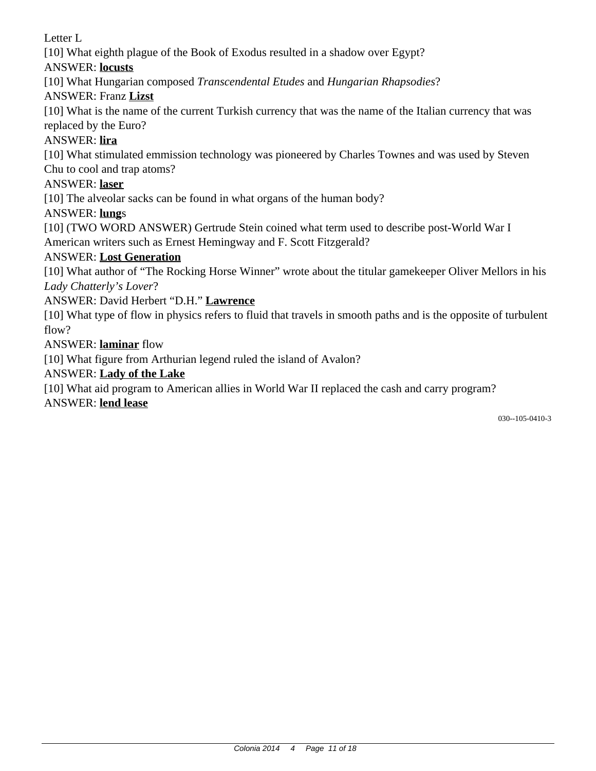Letter L

[10] What eighth plague of the Book of Exodus resulted in a shadow over Egypt?

ANSWER: **locusts**

[10] What Hungarian composed *Transcendental Etudes* and *Hungarian Rhapsodies*?

ANSWER: Franz **Lizst**

[10] What is the name of the current Turkish currency that was the name of the Italian currency that was replaced by the Euro?

ANSWER: **lira**

[10] What stimulated emmission technology was pioneered by Charles Townes and was used by Steven Chu to cool and trap atoms?

ANSWER: **laser**

[10] The alveolar sacks can be found in what organs of the human body?

ANSWER: **lung**s

[10] (TWO WORD ANSWER) Gertrude Stein coined what term used to describe post-World War I American writers such as Ernest Hemingway and F. Scott Fitzgerald?

ANSWER: **Lost Generation**

[10] What author of “The Rocking Horse Winner” wrote about the titular gamekeeper Oliver Mellors in his *Lady Chatterly’s Lover*?

ANSWER: David Herbert “D.H.” **Lawrence**

[10] What type of flow in physics refers to fluid that travels in smooth paths and is the opposite of turbulent flow?

ANSWER: **laminar** flow

[10] What figure from Arthurian legend ruled the island of Avalon?

ANSWER: **Lady of the Lake**

[10] What aid program to American allies in World War II replaced the cash and carry program?

ANSWER: **lend lease**

030--105-0410-3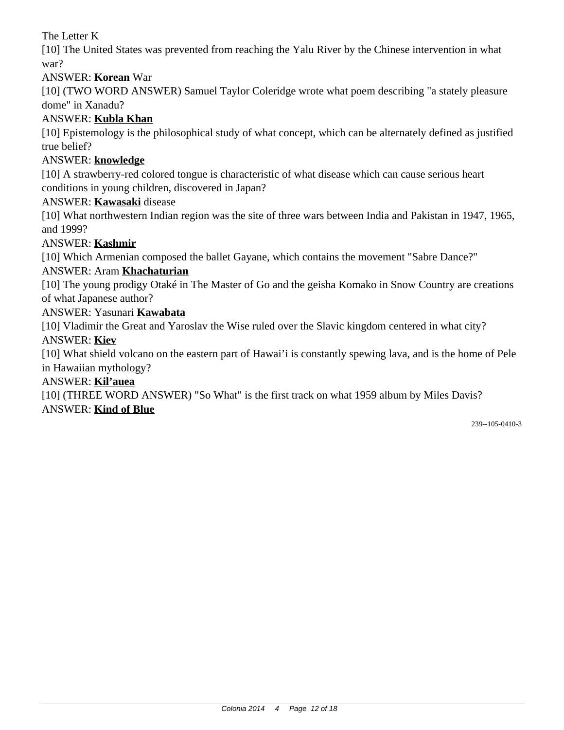The Letter K

[10] The United States was prevented from reaching the Yalu River by the Chinese intervention in what war?

ANSWER: **<u>Korean</u>** War

[10] (TWO WORD ANSWER) Samuel Taylor Coleridge wrote what poem describing "a stately pleasure dome" in Xanadu?

ANSWER: **<u>Kubla Khan</u>**

[10] Epistemology is the philosophical study of what concept, which can be alternately defined as justified true belief?

ANSWER: **<u>knowledge</u>**

[10] A strawberry-red colored tongue is characteristic of what disease which can cause serious heart conditions in young children, discovered in Japan?

ANSWER: **<u>Kawasaki</u>** disease

[10] What northwestern Indian region was the site of three wars between India and Pakistan in 1947, 1965, and 1999?

ANSWER: **<u>Kashmir</u>**

[10] Which Armenian composed the ballet Gayane, which contains the movement "Sabre Dance?"

ANSWER: Aram **<u>Khachaturian</u>**

[10] The young prodigy Otaké in The Master of Go and the geisha Komako in Snow Country are creations of what Japanese author?

ANSWER: Yasunari **<u>Kawabata</u>**

[10] Vladimir the Great and Yaroslav the Wise ruled over the Slavic kingdom centered in what city?

ANSWER: **<u>Kiev</u>**

[10] What shield volcano on the eastern part of Hawai'i is constantly spewing lava, and is the home of Pele in Hawaiian mythology?

ANSWER: **<u>Kil'auea</u>**

[10] (THREE WORD ANSWER) "So What" is the first track on what 1959 album by Miles Davis?

ANSWER: **<u>Kind of Blue</u>**

239--105-0410-3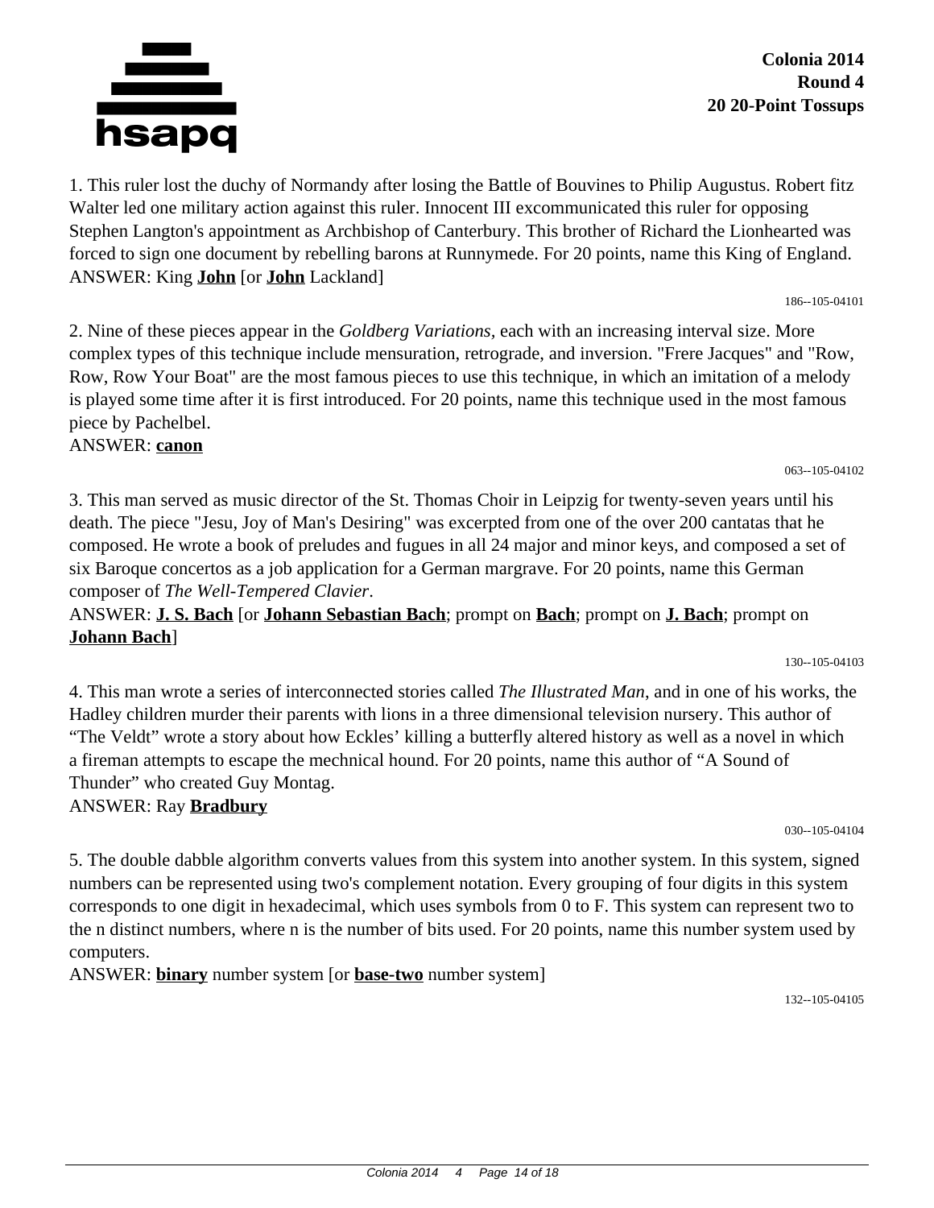**Colonia 2014**
**Round 4**
**20 20-Point Tossups**

1. This ruler lost the duchy of Normandy after losing the Battle of Bouvines to Philip Augustus. Robert fitz Walter led one military action against this ruler. Innocent III excommunicated this ruler for opposing Stephen Langton's appointment as Archbishop of Canterbury. This brother of Richard the Lionhearted was forced to sign one document by rebelling barons at Runnymede. For 20 points, name this King of England.
ANSWER: King **John** [or **John** Lackland]

186--105-04101

2. Nine of these pieces appear in the *Goldberg Variations*, each with an increasing interval size. More complex types of this technique include mensuration, retrograde, and inversion. "Frere Jacques" and "Row, Row, Row Your Boat" are the most famous pieces to use this technique, in which an imitation of a melody is played some time after it is first introduced. For 20 points, name this technique used in the most famous piece by Pachelbel.
ANSWER: **canon**

063--105-04102

3. This man served as music director of the St. Thomas Choir in Leipzig for twenty-seven years until his death. The piece "Jesu, Joy of Man's Desiring" was excerpted from one of the over 200 cantatas that he composed. He wrote a book of preludes and fugues in all 24 major and minor keys, and composed a set of six Baroque concertos as a job application for a German margrave. For 20 points, name this German composer of *The Well-Tempered Clavier*.
ANSWER: **J. S. Bach** [or **Johann Sebastian Bach**; prompt on **Bach**; prompt on **J. Bach**; prompt on **Johann Bach**]

130--105-04103

4. This man wrote a series of interconnected stories called *The Illustrated Man*, and in one of his works, the Hadley children murder their parents with lions in a three dimensional television nursery. This author of "The Veldt" wrote a story about how Eckles' killing a butterfly altered history as well as a novel in which a fireman attempts to escape the mechnical hound. For 20 points, name this author of "A Sound of Thunder" who created Guy Montag.
ANSWER: Ray **Bradbury**

030--105-04104

5. The double dabble algorithm converts values from this system into another system. In this system, signed numbers can be represented using two's complement notation. Every grouping of four digits in this system corresponds to one digit in hexadecimal, which uses symbols from 0 to F. This system can represent two to the n distinct numbers, where n is the number of bits used. For 20 points, name this number system used by computers.
ANSWER: **binary** number system [or **base-two** number system]

132--105-04105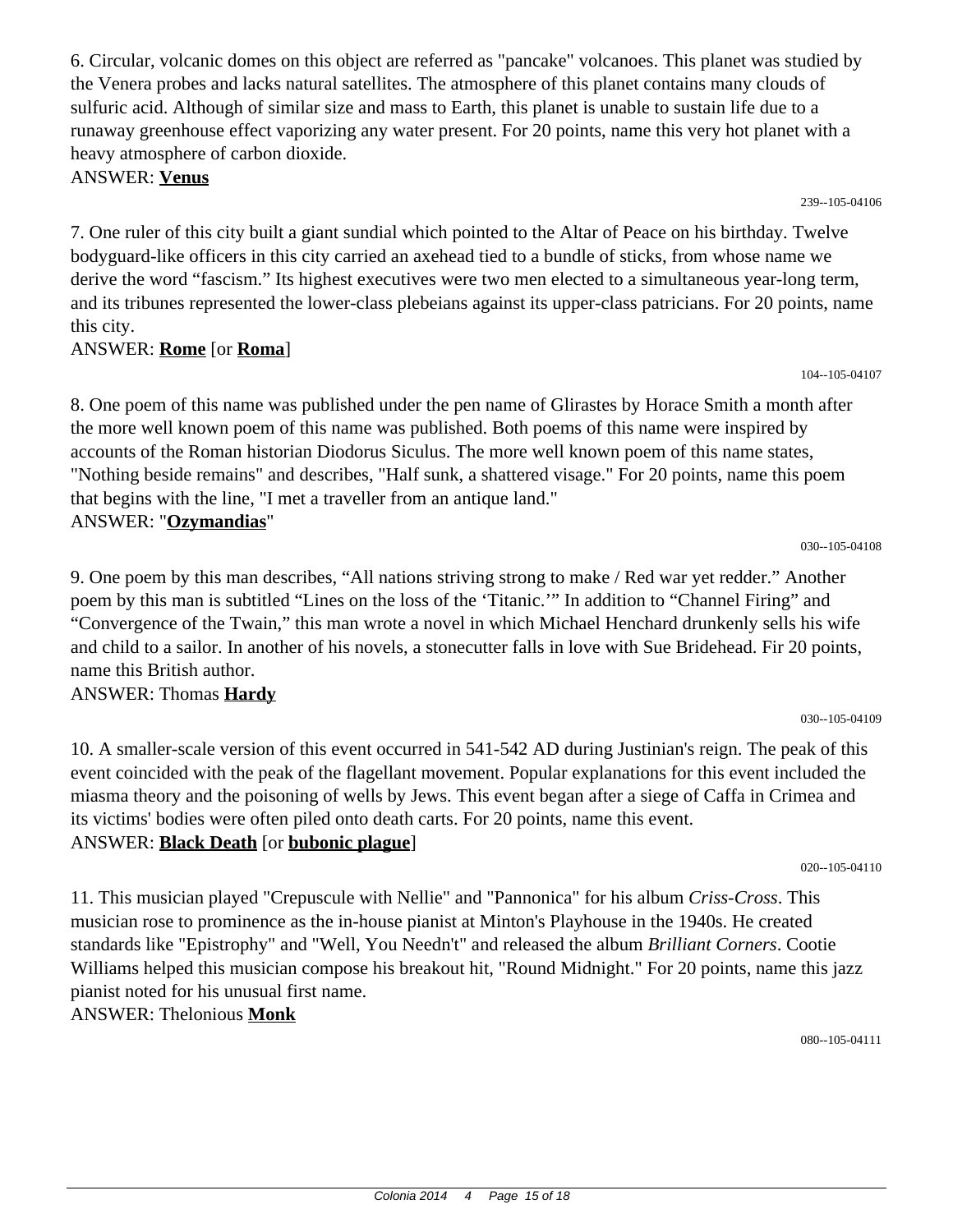6. Circular, volcanic domes on this object are referred as "pancake" volcanoes. This planet was studied by the Venera probes and lacks natural satellites. The atmosphere of this planet contains many clouds of sulfuric acid. Although of similar size and mass to Earth, this planet is unable to sustain life due to a runaway greenhouse effect vaporizing any water present. For 20 points, name this very hot planet with a heavy atmosphere of carbon dioxide.

ANSWER: **Venus**

239--105-04106

7. One ruler of this city built a giant sundial which pointed to the Altar of Peace on his birthday. Twelve bodyguard-like officers in this city carried an axehead tied to a bundle of sticks, from whose name we derive the word "fascism." Its highest executives were two men elected to a simultaneous year-long term, and its tribunes represented the lower-class plebeians against its upper-class patricians. For 20 points, name this city.

ANSWER: **Rome** [or **Roma**]

104--105-04107

8. One poem of this name was published under the pen name of Glirastes by Horace Smith a month after the more well known poem of this name was published. Both poems of this name were inspired by accounts of the Roman historian Diodorus Siculus. The more well known poem of this name states, "Nothing beside remains" and describes, "Half sunk, a shattered visage." For 20 points, name this poem that begins with the line, "I met a traveller from an antique land."

ANSWER: "**Ozymandias**"

030--105-04108

9. One poem by this man describes, "All nations striving strong to make / Red war yet redder." Another poem by this man is subtitled "Lines on the loss of the 'Titanic.'" In addition to "Channel Firing" and "Convergence of the Twain," this man wrote a novel in which Michael Henchard drunkenly sells his wife and child to a sailor. In another of his novels, a stonecutter falls in love with Sue Bridehead. Fir 20 points, name this British author.

ANSWER: Thomas **Hardy**

030--105-04109

10. A smaller-scale version of this event occurred in 541-542 AD during Justinian's reign. The peak of this event coincided with the peak of the flagellant movement. Popular explanations for this event included the miasma theory and the poisoning of wells by Jews. This event began after a siege of Caffa in Crimea and its victims' bodies were often piled onto death carts. For 20 points, name this event.

ANSWER: **Black Death** [or **bubonic plague**]

020--105-04110

11. This musician played "Crepuscule with Nellie" and "Pannonica" for his album *Criss-Cross*. This musician rose to prominence as the in-house pianist at Minton's Playhouse in the 1940s. He created standards like "Epistrophy" and "Well, You Needn't" and released the album *Brilliant Corners*. Cootie Williams helped this musician compose his breakout hit, "Round Midnight." For 20 points, name this jazz pianist noted for his unusual first name.

ANSWER: Thelonious **Monk**

080--105-04111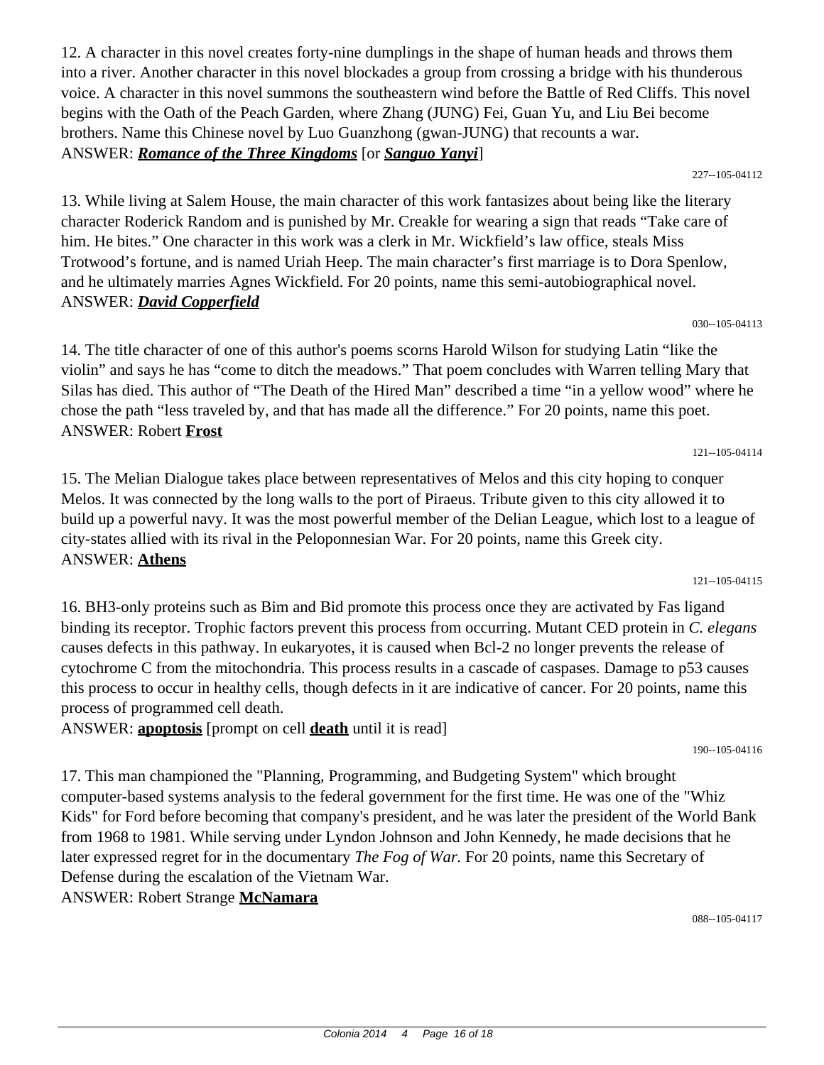12. A character in this novel creates forty-nine dumplings in the shape of human heads and throws them into a river. Another character in this novel blockades a group from crossing a bridge with his thunderous voice. A character in this novel summons the southeastern wind before the Battle of Red Cliffs. This novel begins with the Oath of the Peach Garden, where Zhang (JUNG) Fei, Guan Yu, and Liu Bei become brothers. Name this Chinese novel by Luo Guanzhong (gwan-JUNG) that recounts a war.
ANSWER: ***Romance of the Three Kingdoms*** [or ***Sanguo Yanyi***]

227--105-04112

13. While living at Salem House, the main character of this work fantasizes about being like the literary character Roderick Random and is punished by Mr. Creakle for wearing a sign that reads "Take care of him. He bites." One character in this work was a clerk in Mr. Wickfield's law office, steals Miss Trotwood's fortune, and is named Uriah Heep. The main character's first marriage is to Dora Spenlow, and he ultimately marries Agnes Wickfield. For 20 points, name this semi-autobiographical novel.
ANSWER: ***David Copperfield***

030--105-04113

14. The title character of one of this author's poems scorns Harold Wilson for studying Latin "like the violin" and says he has "come to ditch the meadows." That poem concludes with Warren telling Mary that Silas has died. This author of "The Death of the Hired Man" described a time "in a yellow wood" where he chose the path "less traveled by, and that has made all the difference." For 20 points, name this poet.
ANSWER: Robert **Frost**

121--105-04114

15. The Melian Dialogue takes place between representatives of Melos and this city hoping to conquer Melos. It was connected by the long walls to the port of Piraeus. Tribute given to this city allowed it to build up a powerful navy. It was the most powerful member of the Delian League, which lost to a league of city-states allied with its rival in the Peloponnesian War. For 20 points, name this Greek city.
ANSWER: **Athens**

121--105-04115

16. BH3-only proteins such as Bim and Bid promote this process once they are activated by Fas ligand binding its receptor. Trophic factors prevent this process from occurring. Mutant CED protein in *C. elegans* causes defects in this pathway. In eukaryotes, it is caused when Bcl-2 no longer prevents the release of cytochrome C from the mitochondria. This process results in a cascade of caspases. Damage to p53 causes this process to occur in healthy cells, though defects in it are indicative of cancer. For 20 points, name this process of programmed cell death.
ANSWER: **apoptosis** [prompt on cell **death** until it is read]

190--105-04116

17. This man championed the "Planning, Programming, and Budgeting System" which brought computer-based systems analysis to the federal government for the first time. He was one of the "Whiz Kids" for Ford before becoming that company's president, and he was later the president of the World Bank from 1968 to 1981. While serving under Lyndon Johnson and John Kennedy, he made decisions that he later expressed regret for in the documentary *The Fog of War.* For 20 points, name this Secretary of Defense during the escalation of the Vietnam War.
ANSWER: Robert Strange **McNamara**

088--105-04117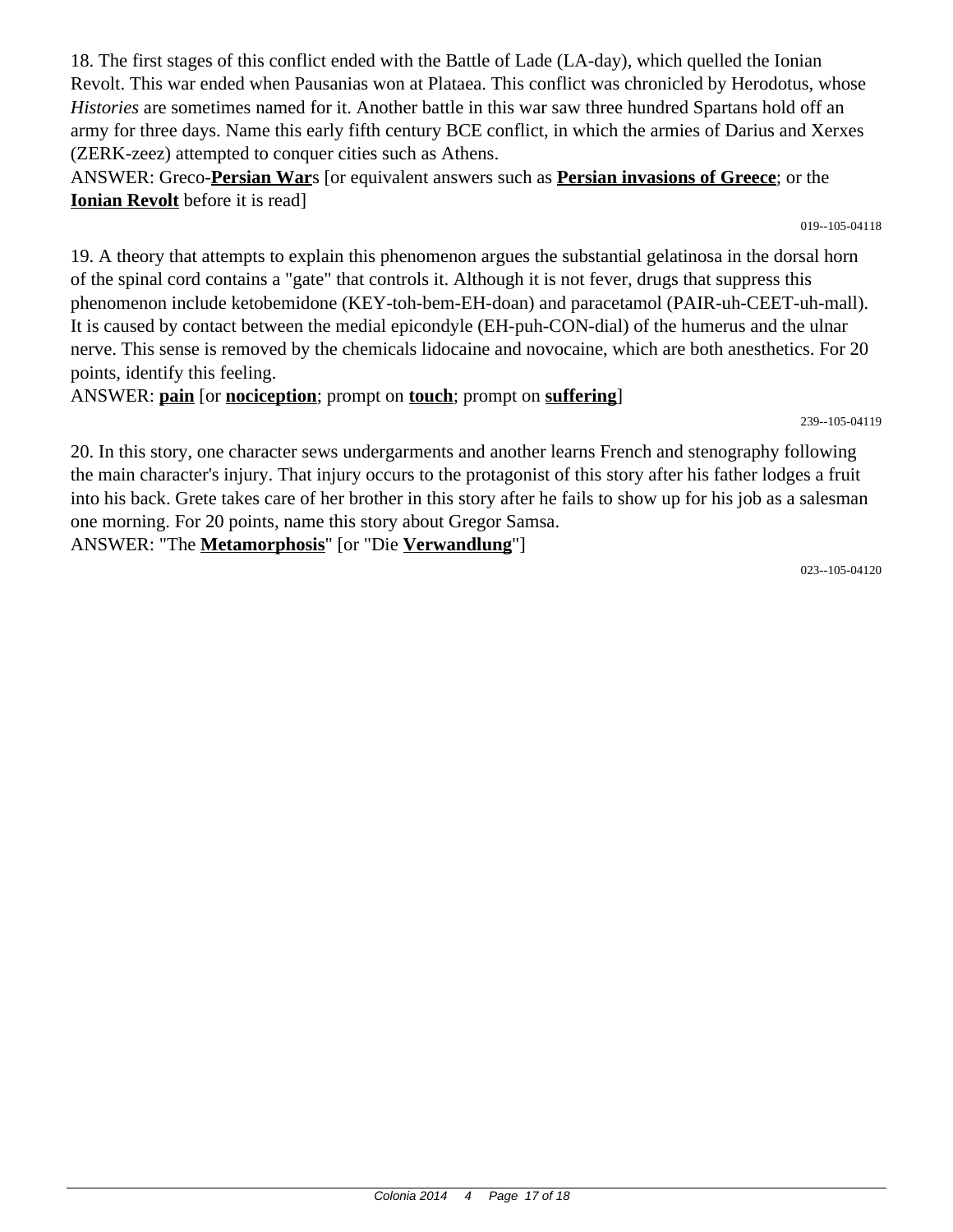18. The first stages of this conflict ended with the Battle of Lade (LA-day), which quelled the Ionian Revolt. This war ended when Pausanias won at Plataea. This conflict was chronicled by Herodotus, whose *Histories* are sometimes named for it. Another battle in this war saw three hundred Spartans hold off an army for three days. Name this early fifth century BCE conflict, in which the armies of Darius and Xerxes (ZERK-zeez) attempted to conquer cities such as Athens.

ANSWER: Greco-**Persian War**s [or equivalent answers such as **Persian invasions of Greece**; or the **Ionian Revolt** before it is read]

019--105-04118

19. A theory that attempts to explain this phenomenon argues the substantial gelatinosa in the dorsal horn of the spinal cord contains a "gate" that controls it. Although it is not fever, drugs that suppress this phenomenon include ketobemidone (KEY-toh-bem-EH-doan) and paracetamol (PAIR-uh-CEET-uh-mall). It is caused by contact between the medial epicondyle (EH-puh-CON-dial) of the humerus and the ulnar nerve. This sense is removed by the chemicals lidocaine and novocaine, which are both anesthetics. For 20 points, identify this feeling.

ANSWER: **pain** [or **nociception**; prompt on **touch**; prompt on **suffering**]

239--105-04119

20. In this story, one character sews undergarments and another learns French and stenography following the main character's injury. That injury occurs to the protagonist of this story after his father lodges a fruit into his back. Grete takes care of her brother in this story after he fails to show up for his job as a salesman one morning. For 20 points, name this story about Gregor Samsa.

ANSWER: "The **Metamorphosis**" [or "Die **Verwandlung**"]

023--105-04120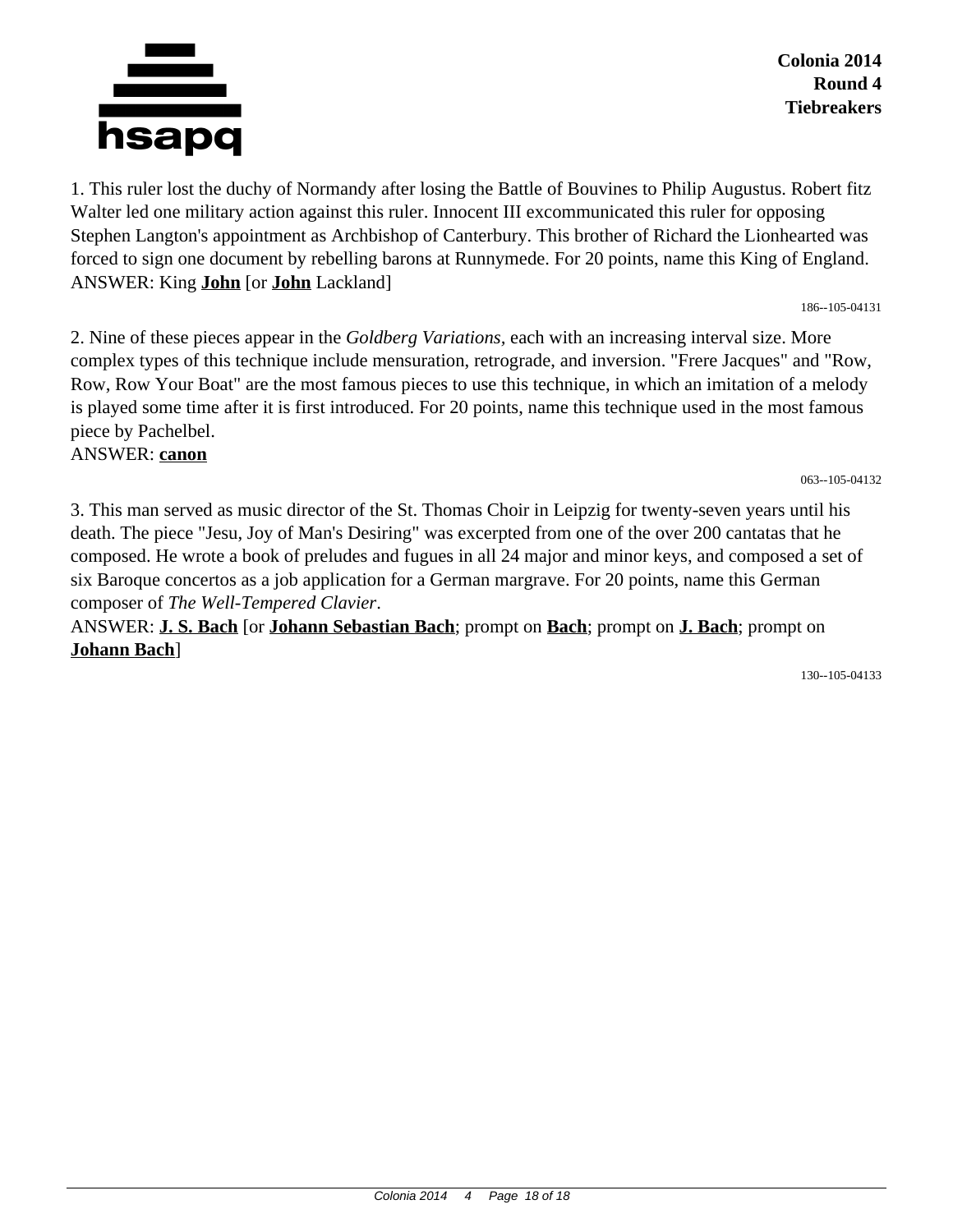Colonia 2014
Round 4
Tiebreakers

1. This ruler lost the duchy of Normandy after losing the Battle of Bouvines to Philip Augustus. Robert fitz Walter led one military action against this ruler. Innocent III excommunicated this ruler for opposing Stephen Langton's appointment as Archbishop of Canterbury. This brother of Richard the Lionhearted was forced to sign one document by rebelling barons at Runnymede. For 20 points, name this King of England.
ANSWER: King **John** [or **John** Lackland]

186--105-04131

2. Nine of these pieces appear in the *Goldberg Variations*, each with an increasing interval size. More complex types of this technique include mensuration, retrograde, and inversion. "Frere Jacques" and "Row, Row, Row Your Boat" are the most famous pieces to use this technique, in which an imitation of a melody is played some time after it is first introduced. For 20 points, name this technique used in the most famous piece by Pachelbel.
ANSWER: **canon**

063--105-04132

3. This man served as music director of the St. Thomas Choir in Leipzig for twenty-seven years until his death. The piece "Jesu, Joy of Man's Desiring" was excerpted from one of the over 200 cantatas that he composed. He wrote a book of preludes and fugues in all 24 major and minor keys, and composed a set of six Baroque concertos as a job application for a German margrave. For 20 points, name this German composer of *The Well-Tempered Clavier*.
ANSWER: **J. S. Bach** [or **Johann Sebastian Bach**; prompt on **Bach**; prompt on **J. Bach**; prompt on **Johann Bach**]

130--105-04133